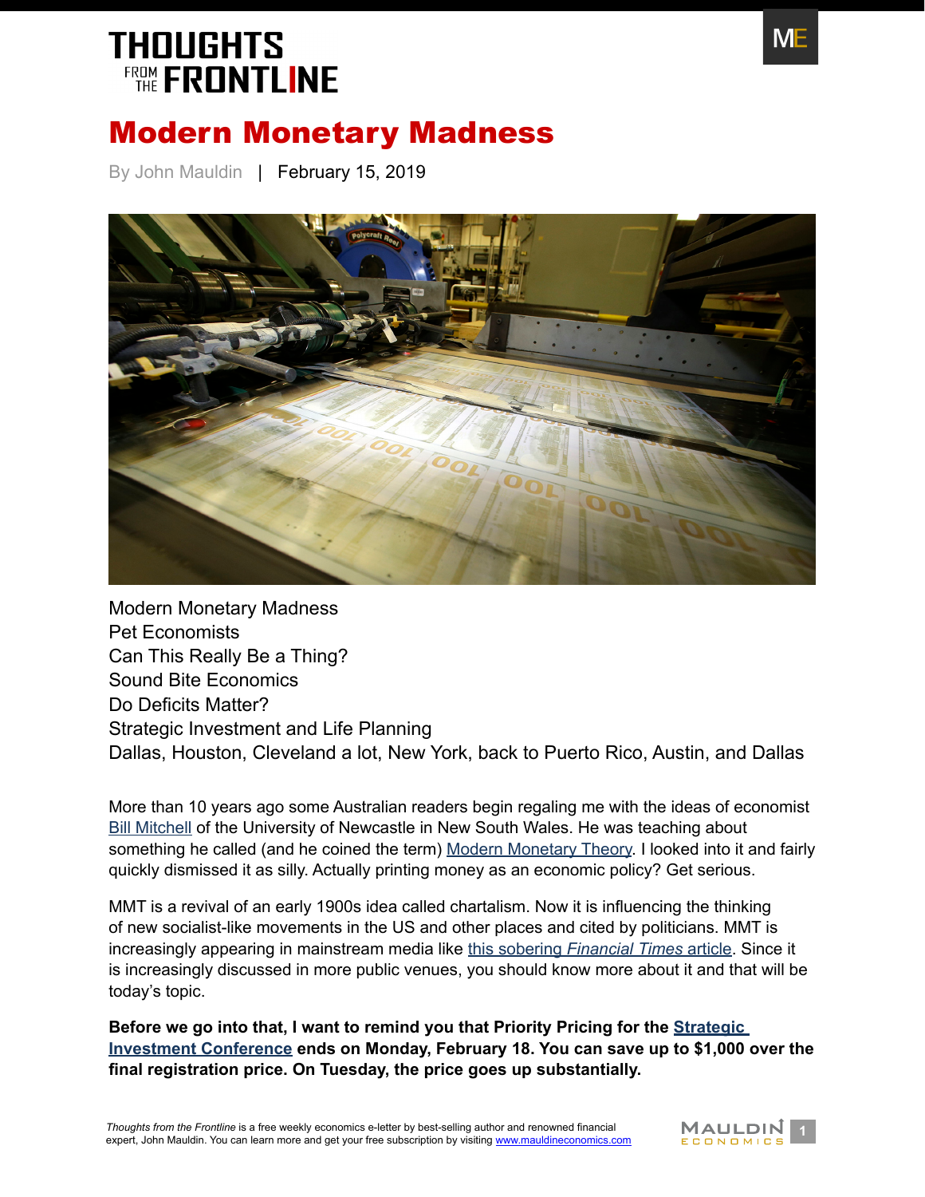# Modern Monetary Madness

By John Mauldin | February 15, 2019

Modern Monetary Madness
Pet Economists
Can This Really Be a Thing?
Sound Bite Economics
Do Deficits Matter?
Strategic Investment and Life Planning
Dallas, Houston, Cleveland a lot, New York, back to Puerto Rico, Austin, and Dallas

More than 10 years ago some Australian readers begin regaling me with the ideas of economist Bill Mitchell of the University of Newcastle in New South Wales. He was teaching about something he called (and he coined the term) Modern Monetary Theory. I looked into it and fairly quickly dismissed it as silly. Actually printing money as an economic policy? Get serious.

MMT is a revival of an early 1900s idea called chartalism. Now it is influencing the thinking of new socialist-like movements in the US and other places and cited by politicians. MMT is increasingly appearing in mainstream media like this sobering *Financial Times* article. Since it is increasingly discussed in more public venues, you should know more about it and that will be today's topic.

**Before we go into that, I want to remind you that Priority Pricing for the Strategic Investment Conference ends on Monday, February 18. You can save up to $1,000 over the final registration price. On Tuesday, the price goes up substantially.**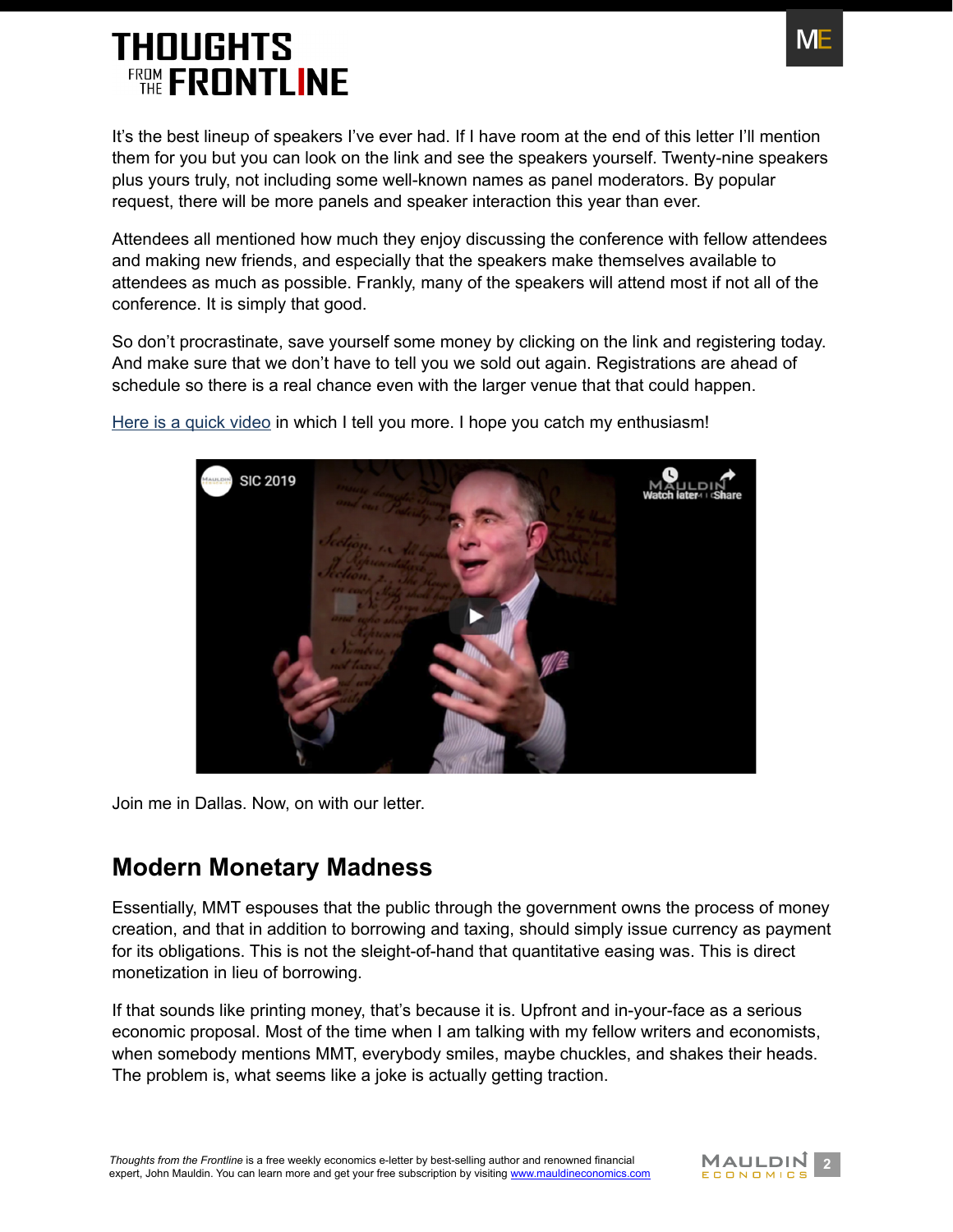It's the best lineup of speakers I've ever had. If I have room at the end of this letter I'll mention them for you but you can look on the link and see the speakers yourself. Twenty-nine speakers plus yours truly, not including some well-known names as panel moderators. By popular request, there will be more panels and speaker interaction this year than ever.

Attendees all mentioned how much they enjoy discussing the conference with fellow attendees and making new friends, and especially that the speakers make themselves available to attendees as much as possible. Frankly, many of the speakers will attend most if not all of the conference. It is simply that good.

So don't procrastinate, save yourself some money by clicking on the link and registering today. And make sure that we don't have to tell you we sold out again. Registrations are ahead of schedule so there is a real chance even with the larger venue that that could happen.

Here is a quick video in which I tell you more. I hope you catch my enthusiasm!

Join me in Dallas. Now, on with our letter.

## Modern Monetary Madness

Essentially, MMT espouses that the public through the government owns the process of money creation, and that in addition to borrowing and taxing, should simply issue currency as payment for its obligations. This is not the sleight-of-hand that quantitative easing was. This is direct monetization in lieu of borrowing.

If that sounds like printing money, that's because it is. Upfront and in-your-face as a serious economic proposal. Most of the time when I am talking with my fellow writers and economists, when somebody mentions MMT, everybody smiles, maybe chuckles, and shakes their heads. The problem is, what seems like a joke is actually getting traction.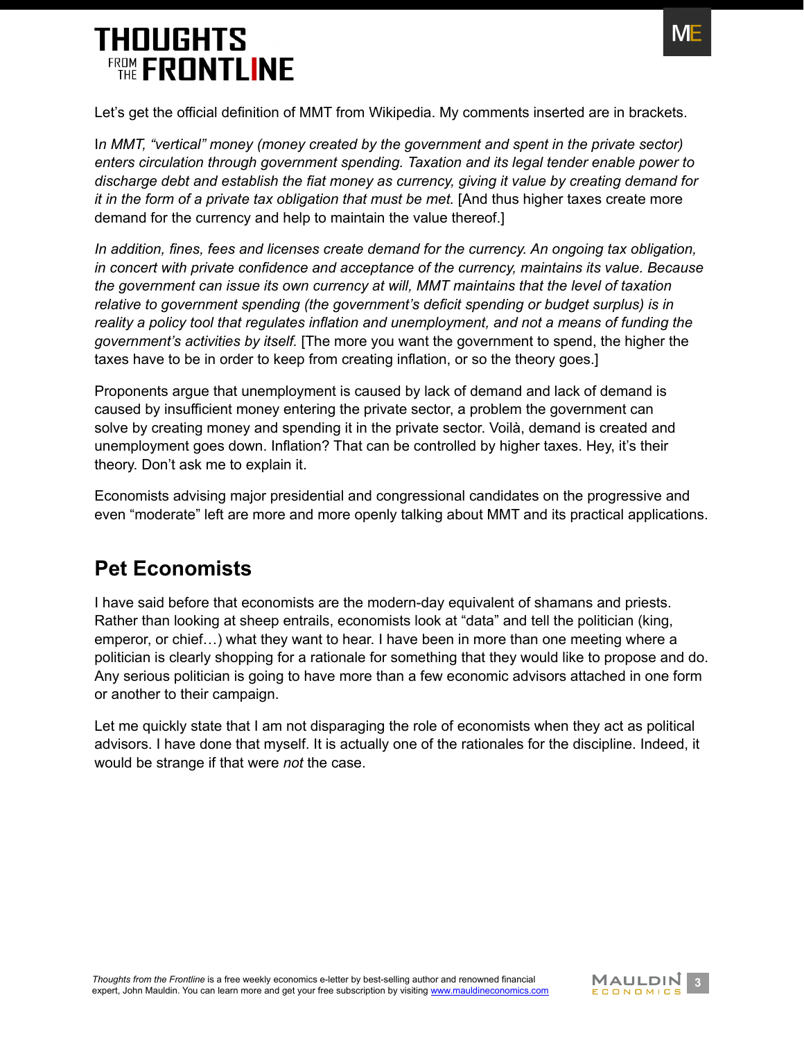Let's get the official definition of MMT from Wikipedia. My comments inserted are in brackets.

*In MMT, "vertical" money (money created by the government and spent in the private sector) enters circulation through government spending. Taxation and its legal tender enable power to discharge debt and establish the fiat money as currency, giving it value by creating demand for it in the form of a private tax obligation that must be met.* [And thus higher taxes create more demand for the currency and help to maintain the value thereof.]

*In addition, fines, fees and licenses create demand for the currency. An ongoing tax obligation, in concert with private confidence and acceptance of the currency, maintains its value. Because the government can issue its own currency at will, MMT maintains that the level of taxation relative to government spending (the government's deficit spending or budget surplus) is in reality a policy tool that regulates inflation and unemployment, and not a means of funding the government's activities by itself.* [The more you want the government to spend, the higher the taxes have to be in order to keep from creating inflation, or so the theory goes.]

Proponents argue that unemployment is caused by lack of demand and lack of demand is caused by insufficient money entering the private sector, a problem the government can solve by creating money and spending it in the private sector. Voilà, demand is created and unemployment goes down. Inflation? That can be controlled by higher taxes. Hey, it's their theory. Don't ask me to explain it.

Economists advising major presidential and congressional candidates on the progressive and even "moderate" left are more and more openly talking about MMT and its practical applications.

## Pet Economists

I have said before that economists are the modern-day equivalent of shamans and priests. Rather than looking at sheep entrails, economists look at "data" and tell the politician (king, emperor, or chief…) what they want to hear. I have been in more than one meeting where a politician is clearly shopping for a rationale for something that they would like to propose and do. Any serious politician is going to have more than a few economic advisors attached in one form or another to their campaign.

Let me quickly state that I am not disparaging the role of economists when they act as political advisors. I have done that myself. It is actually one of the rationales for the discipline. Indeed, it would be strange if that were *not* the case.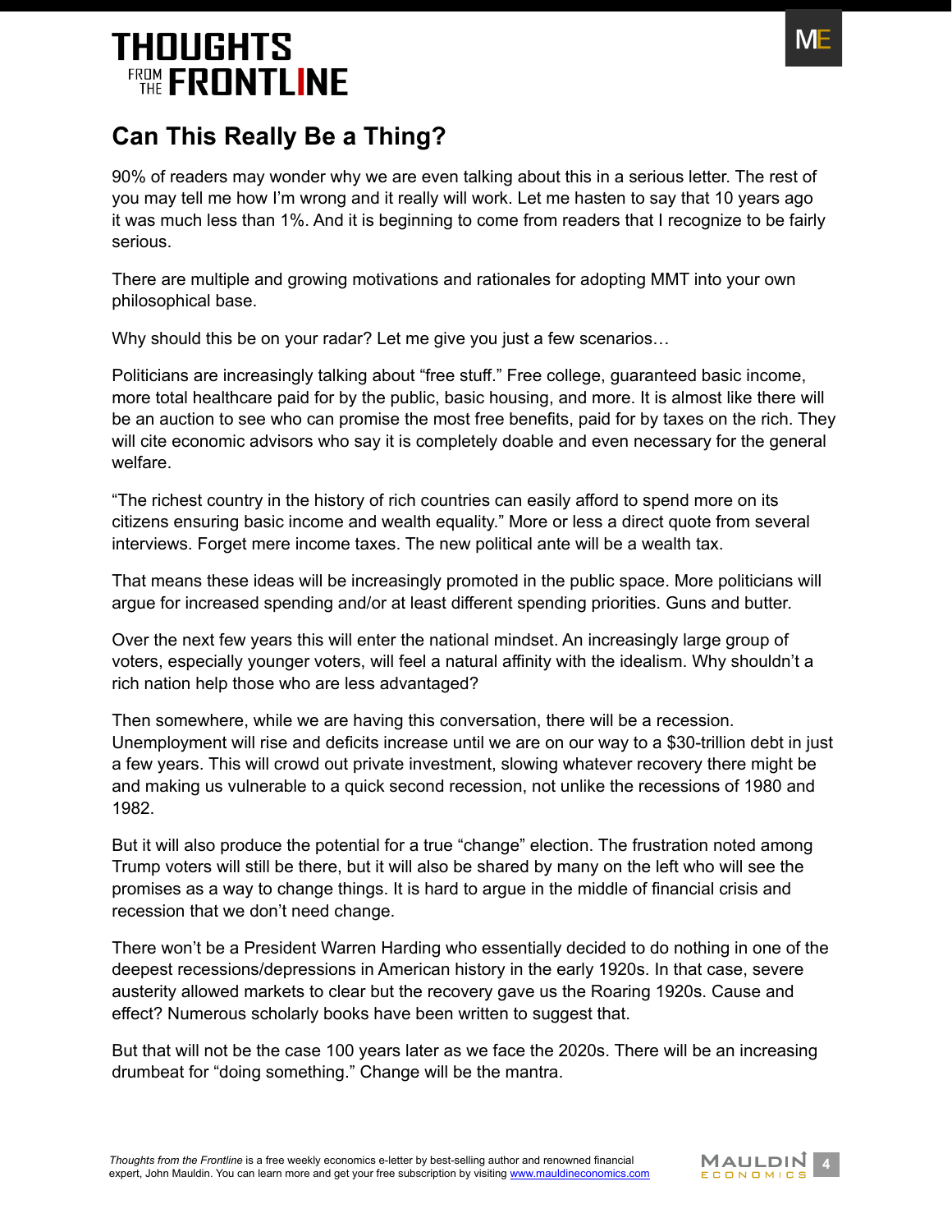## Can This Really Be a Thing?

90% of readers may wonder why we are even talking about this in a serious letter. The rest of you may tell me how I'm wrong and it really will work. Let me hasten to say that 10 years ago it was much less than 1%. And it is beginning to come from readers that I recognize to be fairly serious.

There are multiple and growing motivations and rationales for adopting MMT into your own philosophical base.

Why should this be on your radar? Let me give you just a few scenarios…

Politicians are increasingly talking about "free stuff." Free college, guaranteed basic income, more total healthcare paid for by the public, basic housing, and more. It is almost like there will be an auction to see who can promise the most free benefits, paid for by taxes on the rich. They will cite economic advisors who say it is completely doable and even necessary for the general welfare.

"The richest country in the history of rich countries can easily afford to spend more on its citizens ensuring basic income and wealth equality." More or less a direct quote from several interviews. Forget mere income taxes. The new political ante will be a wealth tax.

That means these ideas will be increasingly promoted in the public space. More politicians will argue for increased spending and/or at least different spending priorities. Guns and butter.

Over the next few years this will enter the national mindset. An increasingly large group of voters, especially younger voters, will feel a natural affinity with the idealism. Why shouldn't a rich nation help those who are less advantaged?

Then somewhere, while we are having this conversation, there will be a recession. Unemployment will rise and deficits increase until we are on our way to a $30-trillion debt in just a few years. This will crowd out private investment, slowing whatever recovery there might be and making us vulnerable to a quick second recession, not unlike the recessions of 1980 and 1982.

But it will also produce the potential for a true "change" election. The frustration noted among Trump voters will still be there, but it will also be shared by many on the left who will see the promises as a way to change things. It is hard to argue in the middle of financial crisis and recession that we don't need change.

There won't be a President Warren Harding who essentially decided to do nothing in one of the deepest recessions/depressions in American history in the early 1920s. In that case, severe austerity allowed markets to clear but the recovery gave us the Roaring 1920s. Cause and effect? Numerous scholarly books have been written to suggest that.

But that will not be the case 100 years later as we face the 2020s. There will be an increasing drumbeat for "doing something." Change will be the mantra.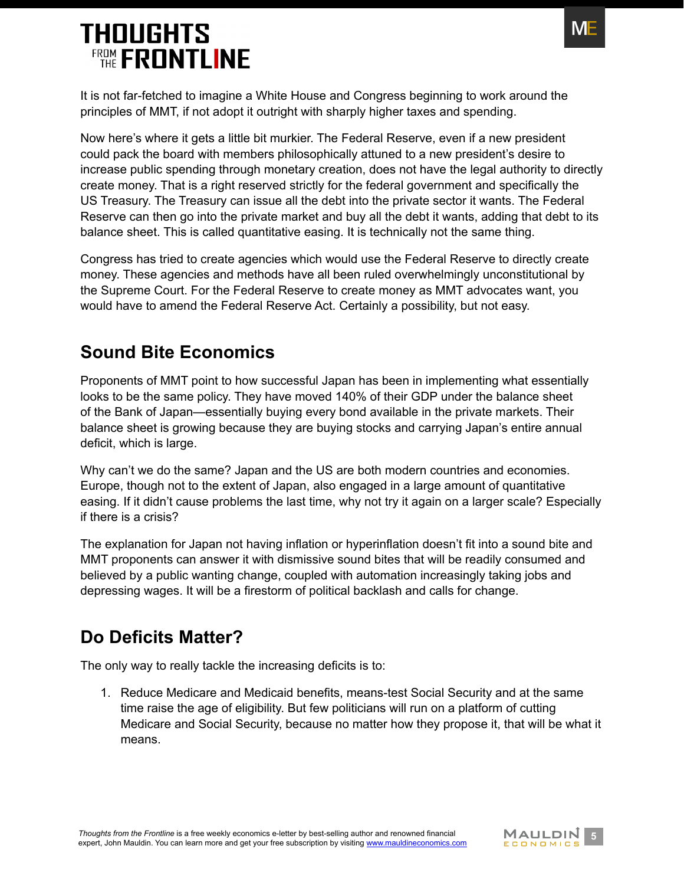It is not far-fetched to imagine a White House and Congress beginning to work around the principles of MMT, if not adopt it outright with sharply higher taxes and spending.

Now here's where it gets a little bit murkier. The Federal Reserve, even if a new president could pack the board with members philosophically attuned to a new president's desire to increase public spending through monetary creation, does not have the legal authority to directly create money. That is a right reserved strictly for the federal government and specifically the US Treasury. The Treasury can issue all the debt into the private sector it wants. The Federal Reserve can then go into the private market and buy all the debt it wants, adding that debt to its balance sheet. This is called quantitative easing. It is technically not the same thing.

Congress has tried to create agencies which would use the Federal Reserve to directly create money. These agencies and methods have all been ruled overwhelmingly unconstitutional by the Supreme Court. For the Federal Reserve to create money as MMT advocates want, you would have to amend the Federal Reserve Act. Certainly a possibility, but not easy.

## Sound Bite Economics

Proponents of MMT point to how successful Japan has been in implementing what essentially looks to be the same policy. They have moved 140% of their GDP under the balance sheet of the Bank of Japan—essentially buying every bond available in the private markets. Their balance sheet is growing because they are buying stocks and carrying Japan's entire annual deficit, which is large.

Why can't we do the same? Japan and the US are both modern countries and economies. Europe, though not to the extent of Japan, also engaged in a large amount of quantitative easing. If it didn't cause problems the last time, why not try it again on a larger scale? Especially if there is a crisis?

The explanation for Japan not having inflation or hyperinflation doesn't fit into a sound bite and MMT proponents can answer it with dismissive sound bites that will be readily consumed and believed by a public wanting change, coupled with automation increasingly taking jobs and depressing wages. It will be a firestorm of political backlash and calls for change.

## Do Deficits Matter?

The only way to really tackle the increasing deficits is to:

1. Reduce Medicare and Medicaid benefits, means-test Social Security and at the same time raise the age of eligibility. But few politicians will run on a platform of cutting Medicare and Social Security, because no matter how they propose it, that will be what it means.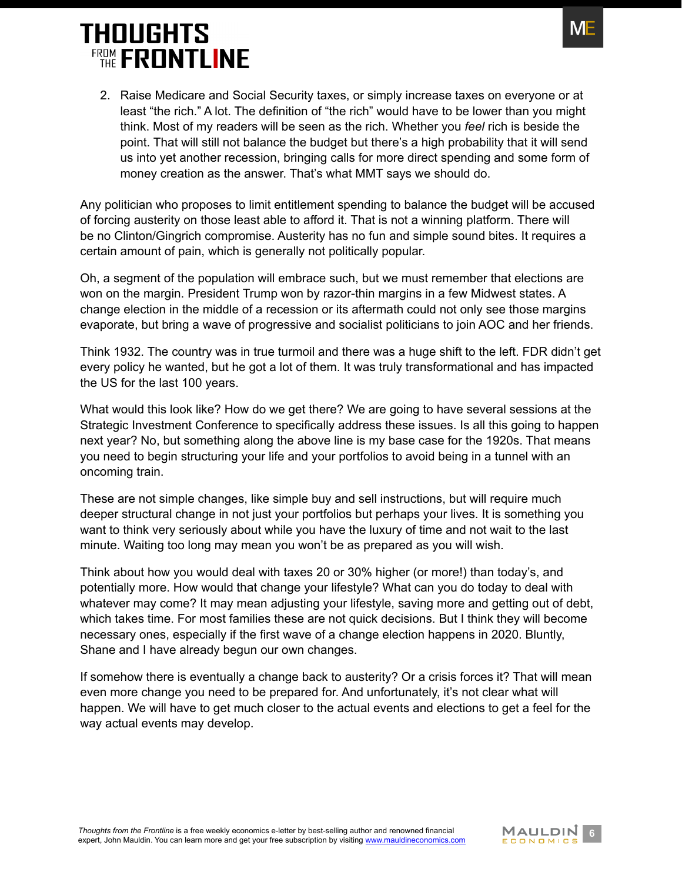2. Raise Medicare and Social Security taxes, or simply increase taxes on everyone or at least "the rich." A lot. The definition of "the rich" would have to be lower than you might think. Most of my readers will be seen as the rich. Whether you *feel* rich is beside the point. That will still not balance the budget but there's a high probability that it will send us into yet another recession, bringing calls for more direct spending and some form of money creation as the answer. That's what MMT says we should do.

Any politician who proposes to limit entitlement spending to balance the budget will be accused of forcing austerity on those least able to afford it. That is not a winning platform. There will be no Clinton/Gingrich compromise. Austerity has no fun and simple sound bites. It requires a certain amount of pain, which is generally not politically popular.

Oh, a segment of the population will embrace such, but we must remember that elections are won on the margin. President Trump won by razor-thin margins in a few Midwest states. A change election in the middle of a recession or its aftermath could not only see those margins evaporate, but bring a wave of progressive and socialist politicians to join AOC and her friends.

Think 1932. The country was in true turmoil and there was a huge shift to the left. FDR didn't get every policy he wanted, but he got a lot of them. It was truly transformational and has impacted the US for the last 100 years.

What would this look like? How do we get there? We are going to have several sessions at the Strategic Investment Conference to specifically address these issues. Is all this going to happen next year? No, but something along the above line is my base case for the 1920s. That means you need to begin structuring your life and your portfolios to avoid being in a tunnel with an oncoming train.

These are not simple changes, like simple buy and sell instructions, but will require much deeper structural change in not just your portfolios but perhaps your lives. It is something you want to think very seriously about while you have the luxury of time and not wait to the last minute. Waiting too long may mean you won't be as prepared as you will wish.

Think about how you would deal with taxes 20 or 30% higher (or more!) than today's, and potentially more. How would that change your lifestyle? What can you do today to deal with whatever may come? It may mean adjusting your lifestyle, saving more and getting out of debt, which takes time. For most families these are not quick decisions. But I think they will become necessary ones, especially if the first wave of a change election happens in 2020. Bluntly, Shane and I have already begun our own changes.

If somehow there is eventually a change back to austerity? Or a crisis forces it? That will mean even more change you need to be prepared for. And unfortunately, it's not clear what will happen. We will have to get much closer to the actual events and elections to get a feel for the way actual events may develop.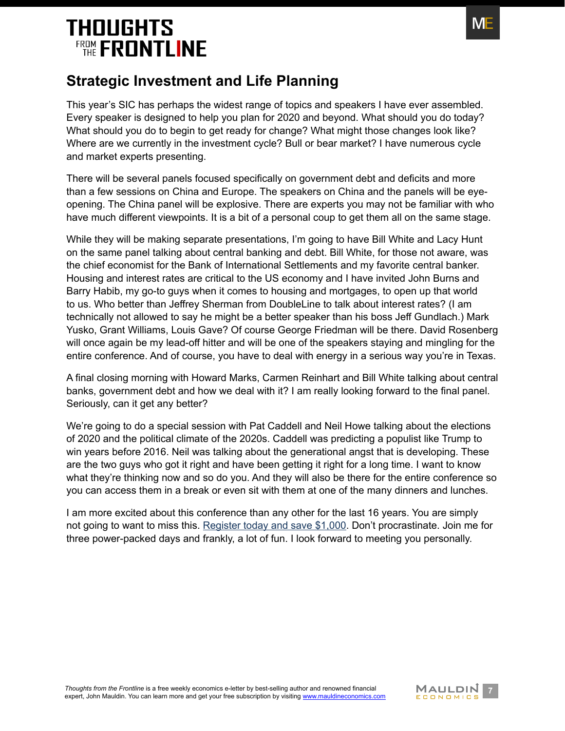## Strategic Investment and Life Planning

This year's SIC has perhaps the widest range of topics and speakers I have ever assembled. Every speaker is designed to help you plan for 2020 and beyond. What should you do today? What should you do to begin to get ready for change? What might those changes look like? Where are we currently in the investment cycle? Bull or bear market? I have numerous cycle and market experts presenting.

There will be several panels focused specifically on government debt and deficits and more than a few sessions on China and Europe. The speakers on China and the panels will be eye-opening. The China panel will be explosive. There are experts you may not be familiar with who have much different viewpoints. It is a bit of a personal coup to get them all on the same stage.

While they will be making separate presentations, I'm going to have Bill White and Lacy Hunt on the same panel talking about central banking and debt. Bill White, for those not aware, was the chief economist for the Bank of International Settlements and my favorite central banker. Housing and interest rates are critical to the US economy and I have invited John Burns and Barry Habib, my go-to guys when it comes to housing and mortgages, to open up that world to us. Who better than Jeffrey Sherman from DoubleLine to talk about interest rates? (I am technically not allowed to say he might be a better speaker than his boss Jeff Gundlach.) Mark Yusko, Grant Williams, Louis Gave? Of course George Friedman will be there. David Rosenberg will once again be my lead-off hitter and will be one of the speakers staying and mingling for the entire conference. And of course, you have to deal with energy in a serious way you're in Texas.

A final closing morning with Howard Marks, Carmen Reinhart and Bill White talking about central banks, government debt and how we deal with it? I am really looking forward to the final panel. Seriously, can it get any better?

We're going to do a special session with Pat Caddell and Neil Howe talking about the elections of 2020 and the political climate of the 2020s. Caddell was predicting a populist like Trump to win years before 2016. Neil was talking about the generational angst that is developing. These are the two guys who got it right and have been getting it right for a long time. I want to know what they're thinking now and so do you. And they will also be there for the entire conference so you can access them in a break or even sit with them at one of the many dinners and lunches.

I am more excited about this conference than any other for the last 16 years. You are simply not going to want to miss this. Register today and save $1,000. Don't procrastinate. Join me for three power-packed days and frankly, a lot of fun. I look forward to meeting you personally.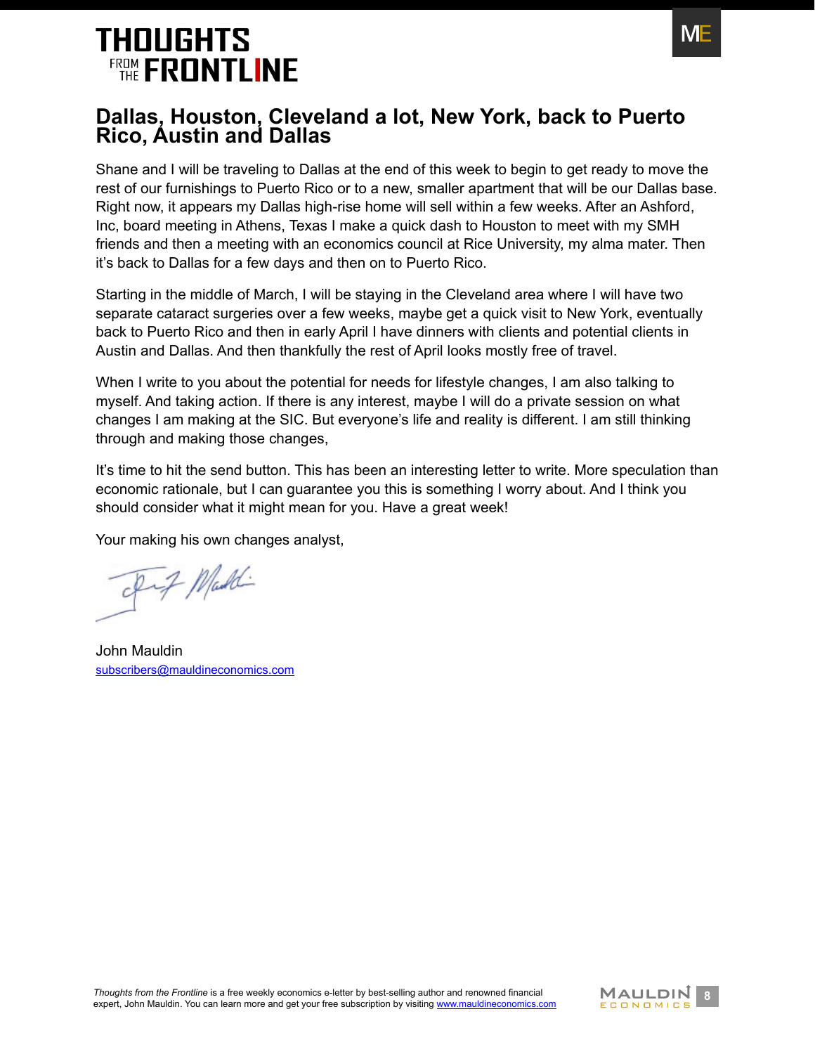## Dallas, Houston, Cleveland a lot, New York, back to Puerto Rico, Austin and Dallas

Shane and I will be traveling to Dallas at the end of this week to begin to get ready to move the rest of our furnishings to Puerto Rico or to a new, smaller apartment that will be our Dallas base. Right now, it appears my Dallas high-rise home will sell within a few weeks. After an Ashford, Inc, board meeting in Athens, Texas I make a quick dash to Houston to meet with my SMH friends and then a meeting with an economics council at Rice University, my alma mater. Then it's back to Dallas for a few days and then on to Puerto Rico.

Starting in the middle of March, I will be staying in the Cleveland area where I will have two separate cataract surgeries over a few weeks, maybe get a quick visit to New York, eventually back to Puerto Rico and then in early April I have dinners with clients and potential clients in Austin and Dallas. And then thankfully the rest of April looks mostly free of travel.

When I write to you about the potential for needs for lifestyle changes, I am also talking to myself. And taking action. If there is any interest, maybe I will do a private session on what changes I am making at the SIC. But everyone's life and reality is different. I am still thinking through and making those changes,

It's time to hit the send button. This has been an interesting letter to write. More speculation than economic rationale, but I can guarantee you this is something I worry about. And I think you should consider what it might mean for you. Have a great week!

Your making his own changes analyst,

John Mauldin
subscribers@mauldineconomics.com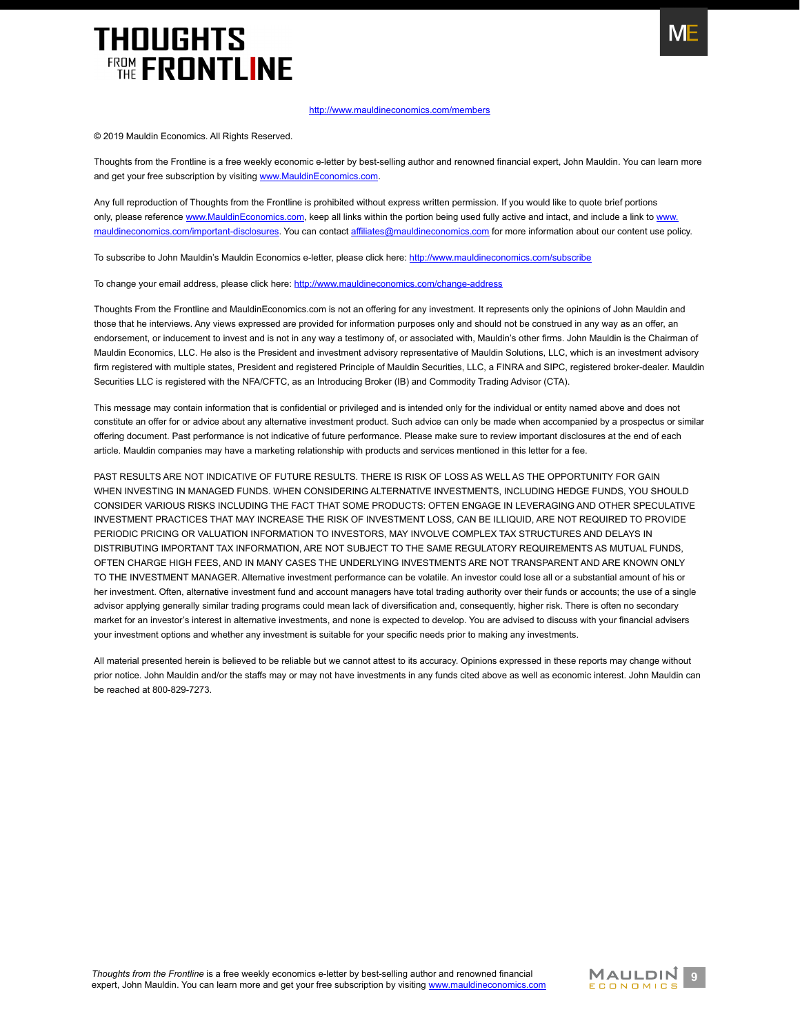[http://www.mauldineconomics.com/members](http://www.mauldineconomics.com/members)

© 2019 Mauldin Economics. All Rights Reserved.

Thoughts from the Frontline is a free weekly economic e-letter by best-selling author and renowned financial expert, John Mauldin. You can learn more and get your free subscription by visiting [www.MauldinEconomics.com](http://www.MauldinEconomics.com).

Any full reproduction of Thoughts from the Frontline is prohibited without express written permission. If you would like to quote brief portions only, please reference [www.MauldinEconomics.com](http://www.MauldinEconomics.com), keep all links within the portion being used fully active and intact, and include a link to [www.mauldineconomics.com/important-disclosures](http://www.mauldineconomics.com/important-disclosures). You can contact [affiliates@mauldineconomics.com](mailto:affiliates@mauldineconomics.com) for more information about our content use policy.

To subscribe to John Mauldin's Mauldin Economics e-letter, please click here: [http://www.mauldineconomics.com/subscribe](http://www.mauldineconomics.com/subscribe)

To change your email address, please click here: [http://www.mauldineconomics.com/change-address](http://www.mauldineconomics.com/change-address)

Thoughts From the Frontline and MauldinEconomics.com is not an offering for any investment. It represents only the opinions of John Mauldin and those that he interviews. Any views expressed are provided for information purposes only and should not be construed in any way as an offer, an endorsement, or inducement to invest and is not in any way a testimony of, or associated with, Mauldin's other firms. John Mauldin is the Chairman of Mauldin Economics, LLC. He also is the President and investment advisory representative of Mauldin Solutions, LLC, which is an investment advisory firm registered with multiple states, President and registered Principle of Mauldin Securities, LLC, a FINRA and SIPC, registered broker-dealer. Mauldin Securities LLC is registered with the NFA/CFTC, as an Introducing Broker (IB) and Commodity Trading Advisor (CTA).

This message may contain information that is confidential or privileged and is intended only for the individual or entity named above and does not constitute an offer for or advice about any alternative investment product. Such advice can only be made when accompanied by a prospectus or similar offering document. Past performance is not indicative of future performance. Please make sure to review important disclosures at the end of each article. Mauldin companies may have a marketing relationship with products and services mentioned in this letter for a fee.

PAST RESULTS ARE NOT INDICATIVE OF FUTURE RESULTS. THERE IS RISK OF LOSS AS WELL AS THE OPPORTUNITY FOR GAIN WHEN INVESTING IN MANAGED FUNDS. WHEN CONSIDERING ALTERNATIVE INVESTMENTS, INCLUDING HEDGE FUNDS, YOU SHOULD CONSIDER VARIOUS RISKS INCLUDING THE FACT THAT SOME PRODUCTS: OFTEN ENGAGE IN LEVERAGING AND OTHER SPECULATIVE INVESTMENT PRACTICES THAT MAY INCREASE THE RISK OF INVESTMENT LOSS, CAN BE ILLIQUID, ARE NOT REQUIRED TO PROVIDE PERIODIC PRICING OR VALUATION INFORMATION TO INVESTORS, MAY INVOLVE COMPLEX TAX STRUCTURES AND DELAYS IN DISTRIBUTING IMPORTANT TAX INFORMATION, ARE NOT SUBJECT TO THE SAME REGULATORY REQUIREMENTS AS MUTUAL FUNDS, OFTEN CHARGE HIGH FEES, AND IN MANY CASES THE UNDERLYING INVESTMENTS ARE NOT TRANSPARENT AND ARE KNOWN ONLY TO THE INVESTMENT MANAGER. Alternative investment performance can be volatile. An investor could lose all or a substantial amount of his or her investment. Often, alternative investment fund and account managers have total trading authority over their funds or accounts; the use of a single advisor applying generally similar trading programs could mean lack of diversification and, consequently, higher risk. There is often no secondary market for an investor's interest in alternative investments, and none is expected to develop. You are advised to discuss with your financial advisers your investment options and whether any investment is suitable for your specific needs prior to making any investments.

All material presented herein is believed to be reliable but we cannot attest to its accuracy. Opinions expressed in these reports may change without prior notice. John Mauldin and/or the staffs may or may not have investments in any funds cited above as well as economic interest. John Mauldin can be reached at 800-829-7273.